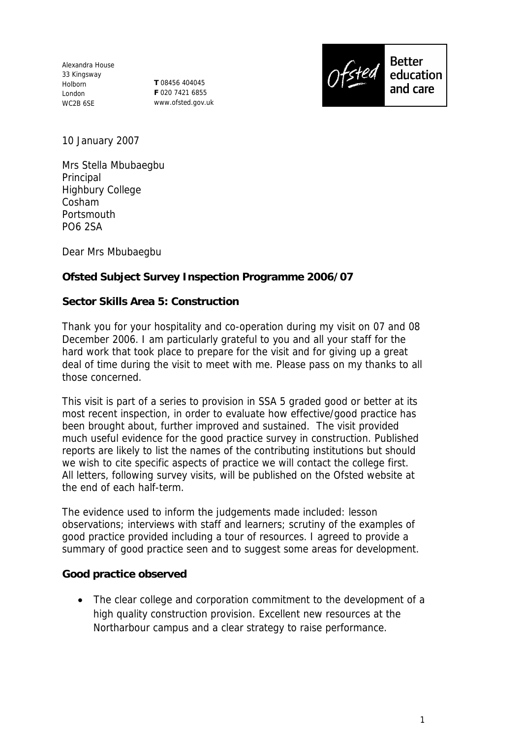Alexandra House
33 Kingsway
Holborn
London
WC2B 6SE

**T** 08456 404045
**F** 020 7421 6855
www.ofsted.gov.uk

Ofsted Better education and care

10 January 2007

Mrs Stella Mbubaegbu
Principal
Highbury College
Cosham
Portsmouth
PO6 2SA

Dear Mrs Mbubaegbu

**Ofsted Subject Survey Inspection Programme 2006/07**

**Sector Skills Area 5: Construction**

Thank you for your hospitality and co-operation during my visit on 07 and 08 December 2006. I am particularly grateful to you and all your staff for the hard work that took place to prepare for the visit and for giving up a great deal of time during the visit to meet with me. Please pass on my thanks to all those concerned.

This visit is part of a series to provision in SSA 5 graded good or better at its most recent inspection, in order to evaluate how effective/good practice has been brought about, further improved and sustained. The visit provided much useful evidence for the good practice survey in construction. Published reports are likely to list the names of the contributing institutions but should we wish to cite specific aspects of practice we will contact the college first. All letters, following survey visits, will be published on the Ofsted website at the end of each half-term.

The evidence used to inform the judgements made included: lesson observations; interviews with staff and learners; scrutiny of the examples of good practice provided including a tour of resources. I agreed to provide a summary of good practice seen and to suggest some areas for development.

**Good practice observed**

- The clear college and corporation commitment to the development of a high quality construction provision. Excellent new resources at the Northarbour campus and a clear strategy to raise performance.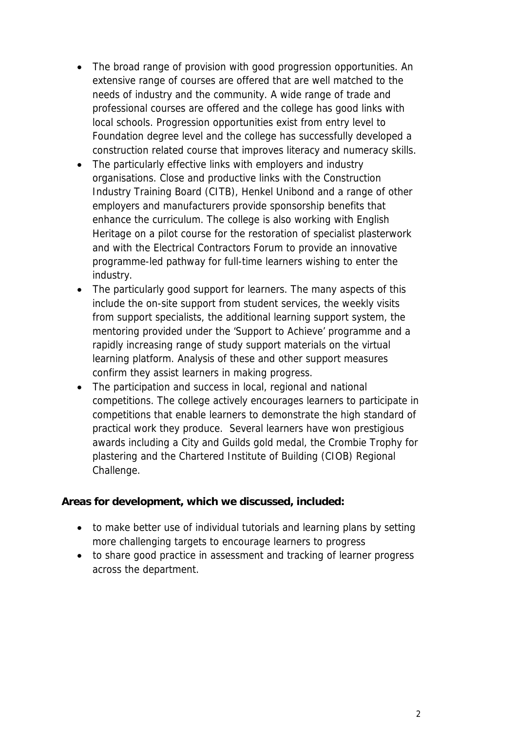- The broad range of provision with good progression opportunities. An extensive range of courses are offered that are well matched to the needs of industry and the community. A wide range of trade and professional courses are offered and the college has good links with local schools. Progression opportunities exist from entry level to Foundation degree level and the college has successfully developed a construction related course that improves literacy and numeracy skills.
- The particularly effective links with employers and industry organisations. Close and productive links with the Construction Industry Training Board (CITB), Henkel Unibond and a range of other employers and manufacturers provide sponsorship benefits that enhance the curriculum. The college is also working with English Heritage on a pilot course for the restoration of specialist plasterwork and with the Electrical Contractors Forum to provide an innovative programme-led pathway for full-time learners wishing to enter the industry.
- The particularly good support for learners. The many aspects of this include the on-site support from student services, the weekly visits from support specialists, the additional learning support system, the mentoring provided under the 'Support to Achieve' programme and a rapidly increasing range of study support materials on the virtual learning platform. Analysis of these and other support measures confirm they assist learners in making progress.
- The participation and success in local, regional and national competitions. The college actively encourages learners to participate in competitions that enable learners to demonstrate the high standard of practical work they produce. Several learners have won prestigious awards including a City and Guilds gold medal, the Crombie Trophy for plastering and the Chartered Institute of Building (CIOB) Regional Challenge.

**Areas for development, which we discussed, included:**

- to make better use of individual tutorials and learning plans by setting more challenging targets to encourage learners to progress
- to share good practice in assessment and tracking of learner progress across the department.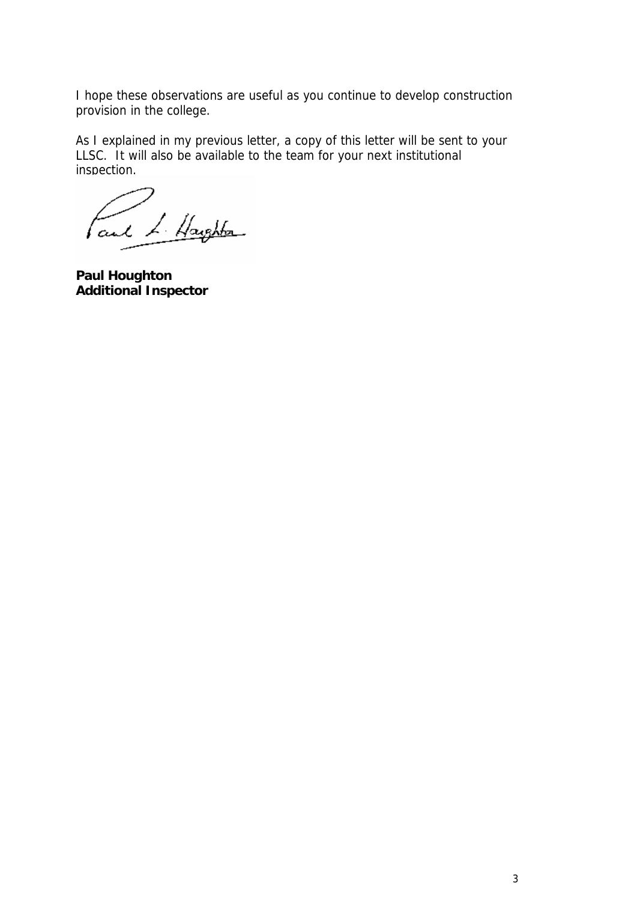I hope these observations are useful as you continue to develop construction provision in the college.

As I explained in my previous letter, a copy of this letter will be sent to your LLSC. It will also be available to the team for your next institutional inspection.

**Paul Houghton**
**Additional Inspector**